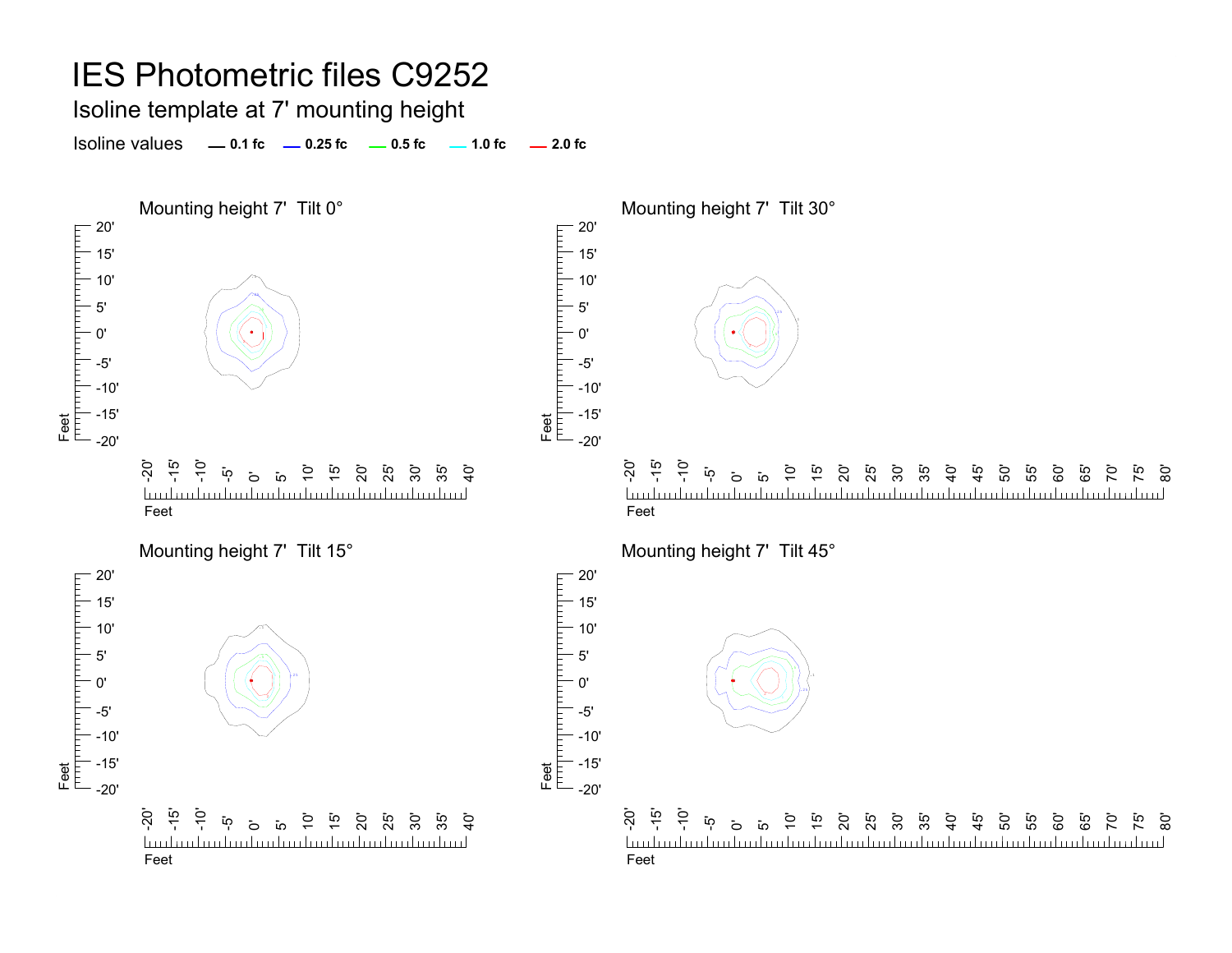# IES Photometric files C9252

## Isoline template at 7' mounting height

Isoline values — 0.1 fc — 0.25 fc — 0.5 fc — 1.0 fc — 2.0 fc

Mounting height 7' Tilt 0°

Mounting height 7' Tilt 30°

Mounting height 7' Tilt 15°

Mounting height 7' Tilt 45°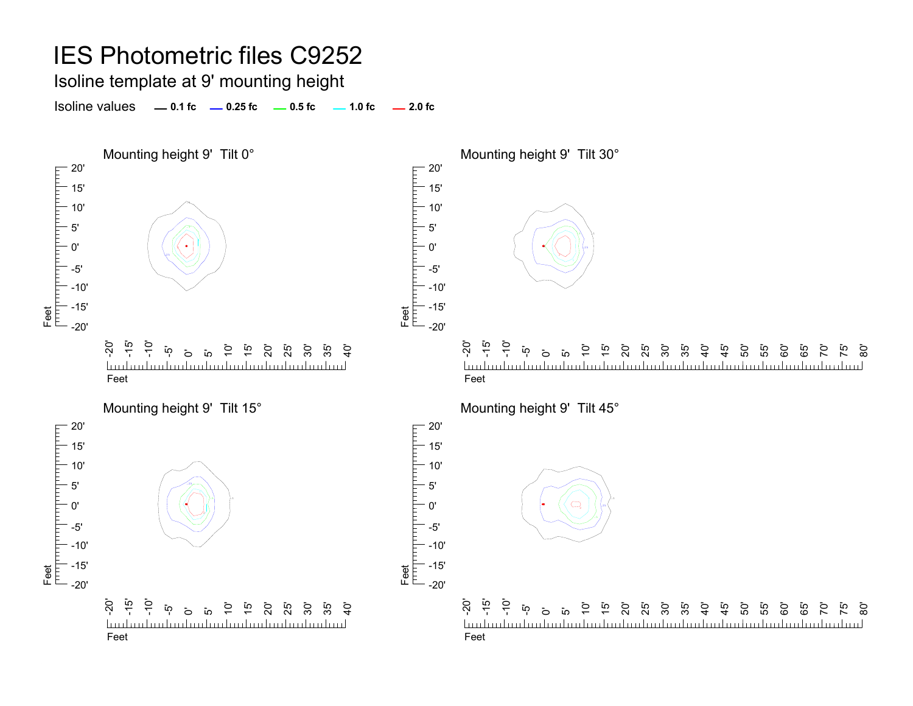# IES Photometric files C9252

## Isoline template at 9' mounting height

Isoline values — 0.1 fc — 0.25 fc — 0.5 fc — 1.0 fc — 2.0 fc

### Mounting height 9' Tilt 0°

### Mounting height 9' Tilt 30°

### Mounting height 9' Tilt 15°

### Mounting height 9' Tilt 45°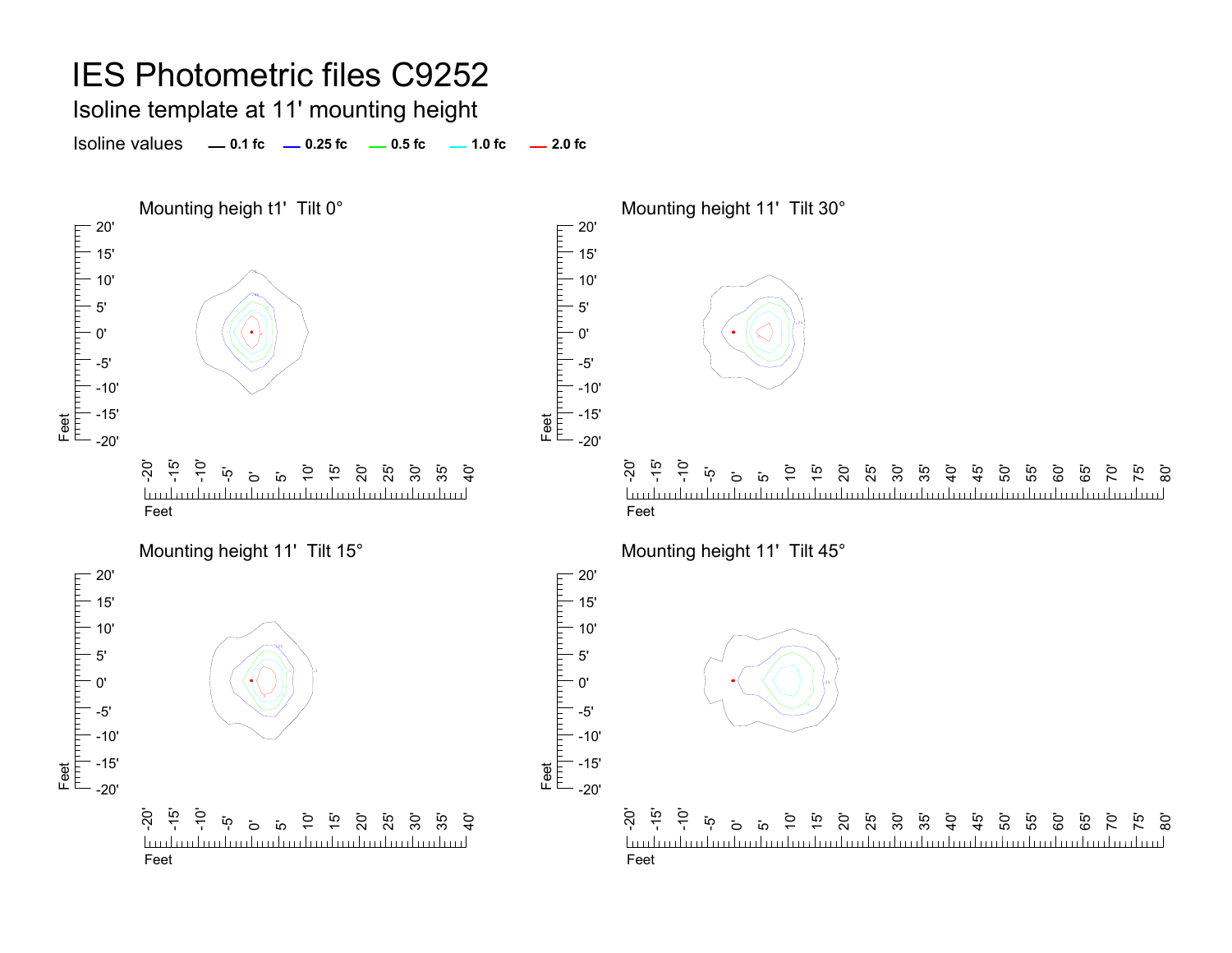# IES Photometric files C9252

## Isoline template at 11' mounting height

Isoline values — 0.1 fc — 0.25 fc — 0.5 fc — 1.0 fc — 2.0 fc

### Mounting heigh t1' Tilt 0°

### Mounting height 11' Tilt 30°

### Mounting height 11' Tilt 15°

### Mounting height 11' Tilt 45°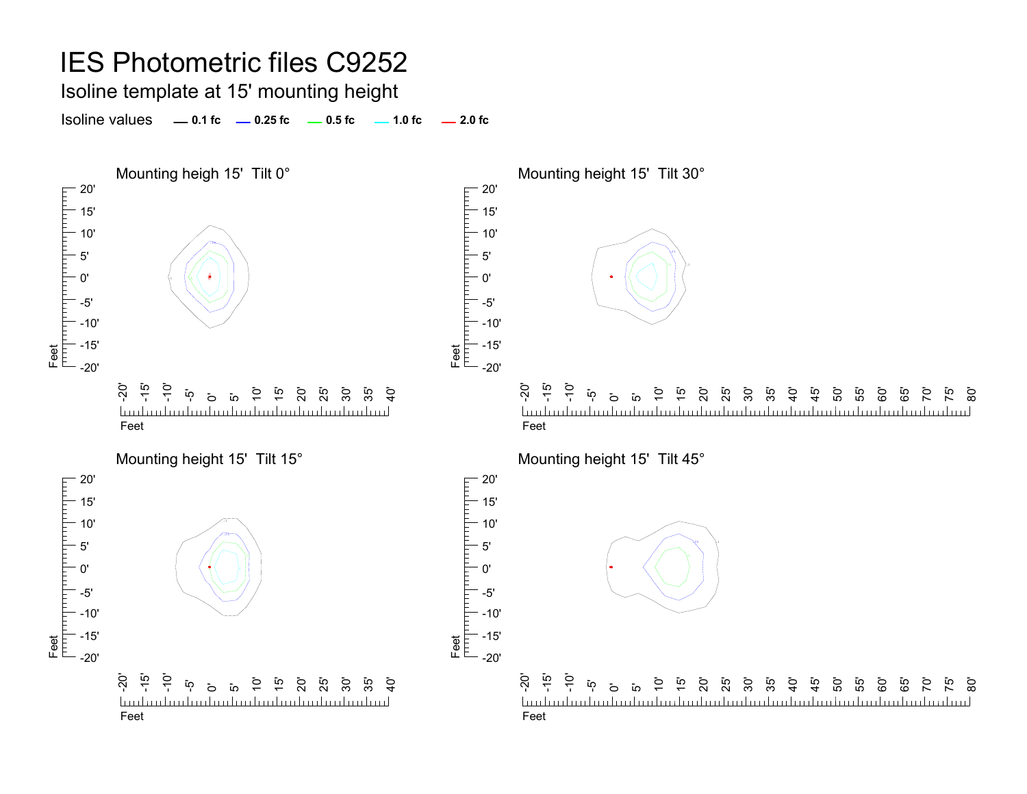# IES Photometric files C9252

## Isoline template at 15' mounting height

Isoline values — 0.1 fc — 0.25 fc — 0.5 fc — 1.0 fc — 2.0 fc

### Mounting heigh 15' Tilt 0°

### Mounting height 15' Tilt 30°

### Mounting height 15' Tilt 15°

### Mounting height 15' Tilt 45°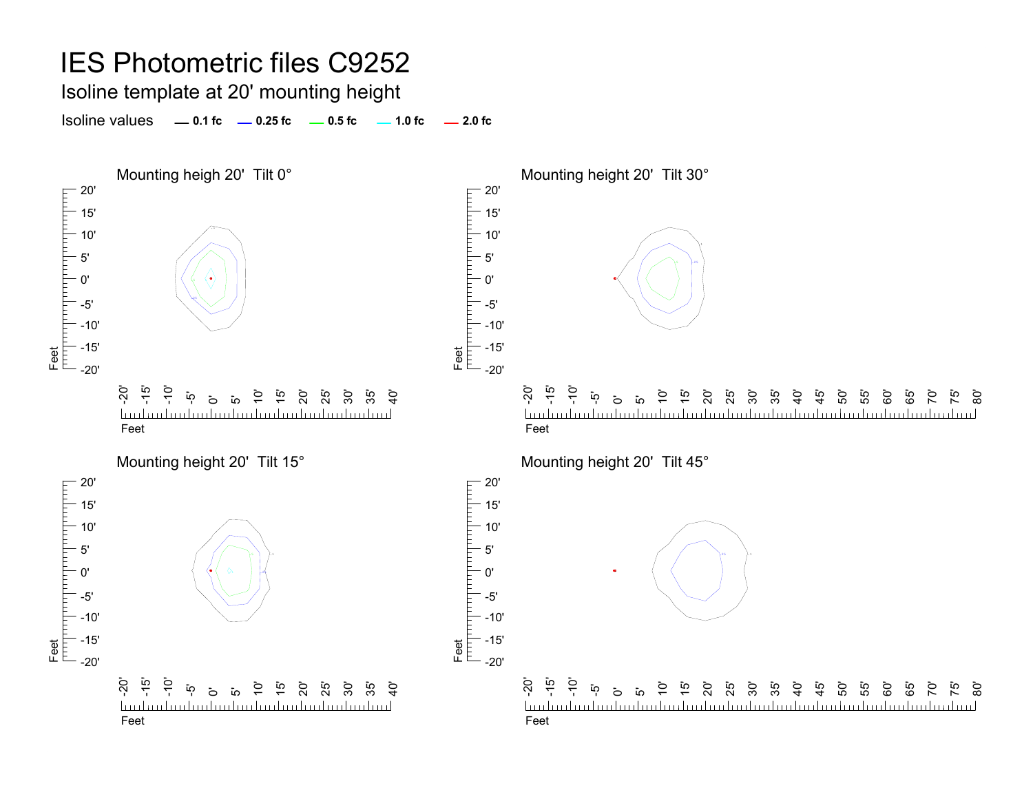# IES Photometric files C9252

## Isoline template at 20' mounting height

Isoline values — 0.1 fc — 0.25 fc — 0.5 fc — 1.0 fc — 2.0 fc

### Mounting heigh 20' Tilt 0°

### Mounting height 20' Tilt 30°

### Mounting height 20' Tilt 15°

### Mounting height 20' Tilt 45°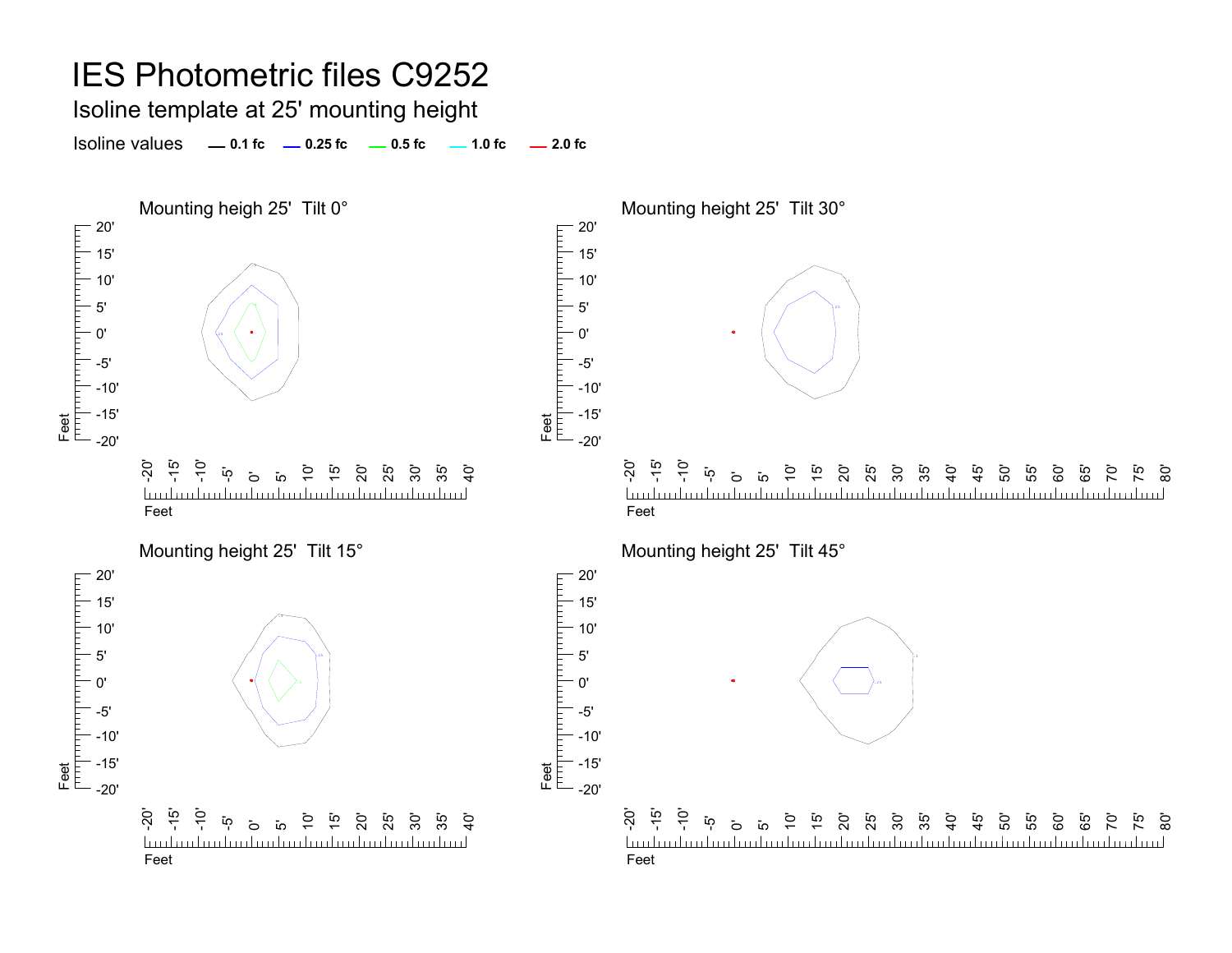# IES Photometric files C9252

## Isoline template at 25' mounting height

Isoline values — 0.1 fc — 0.25 fc — 0.5 fc — 1.0 fc — 2.0 fc

Mounting heigh 25' Tilt 0°

Mounting height 25' Tilt 30°

Mounting height 25' Tilt 15°

Mounting height 25' Tilt 45°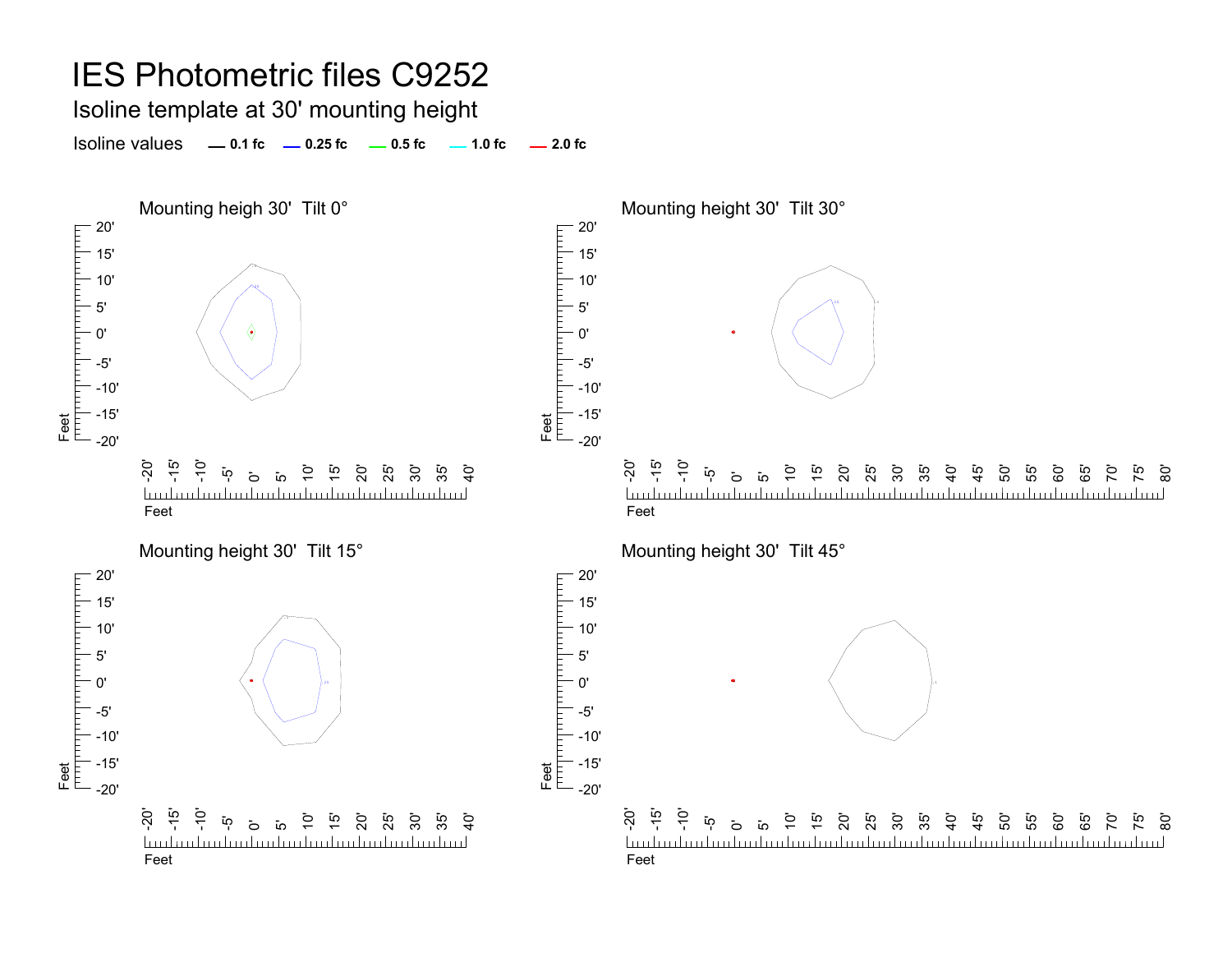# IES Photometric files C9252

## Isoline template at 30' mounting height

Isoline values — 0.1 fc — 0.25 fc — 0.5 fc — 1.0 fc — 2.0 fc

### Mounting heigh 30' Tilt 0°

### Mounting height 30' Tilt 30°

### Mounting height 30' Tilt 15°

### Mounting height 30' Tilt 45°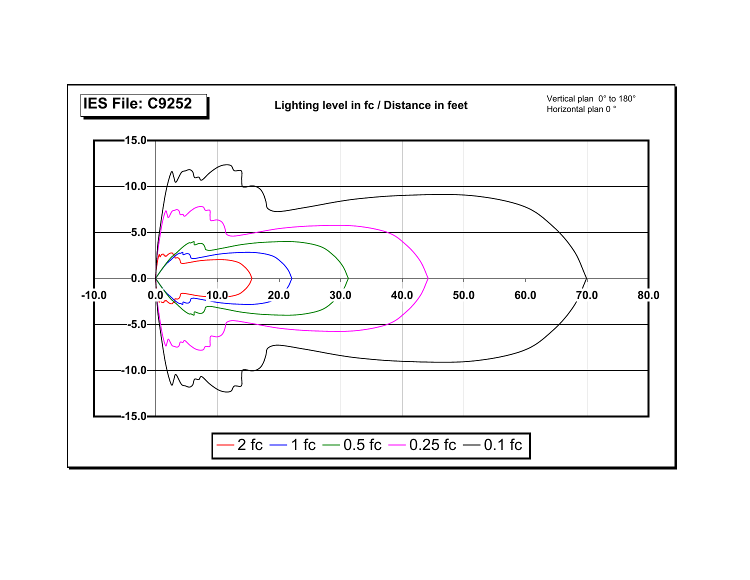IES File: C9252

Lighting level in fc / Distance in feet

Vertical plan 0° to 180°
Horizontal plan 0 °

15.0
10.0
5.0
0.0
-5.0
-10.0
-15.0

-10.0
0.0
10.0
20.0
30.0
40.0
50.0
60.0
70.0
80.0

2 fc
1 fc
0.5 fc
0.25 fc
0.1 fc